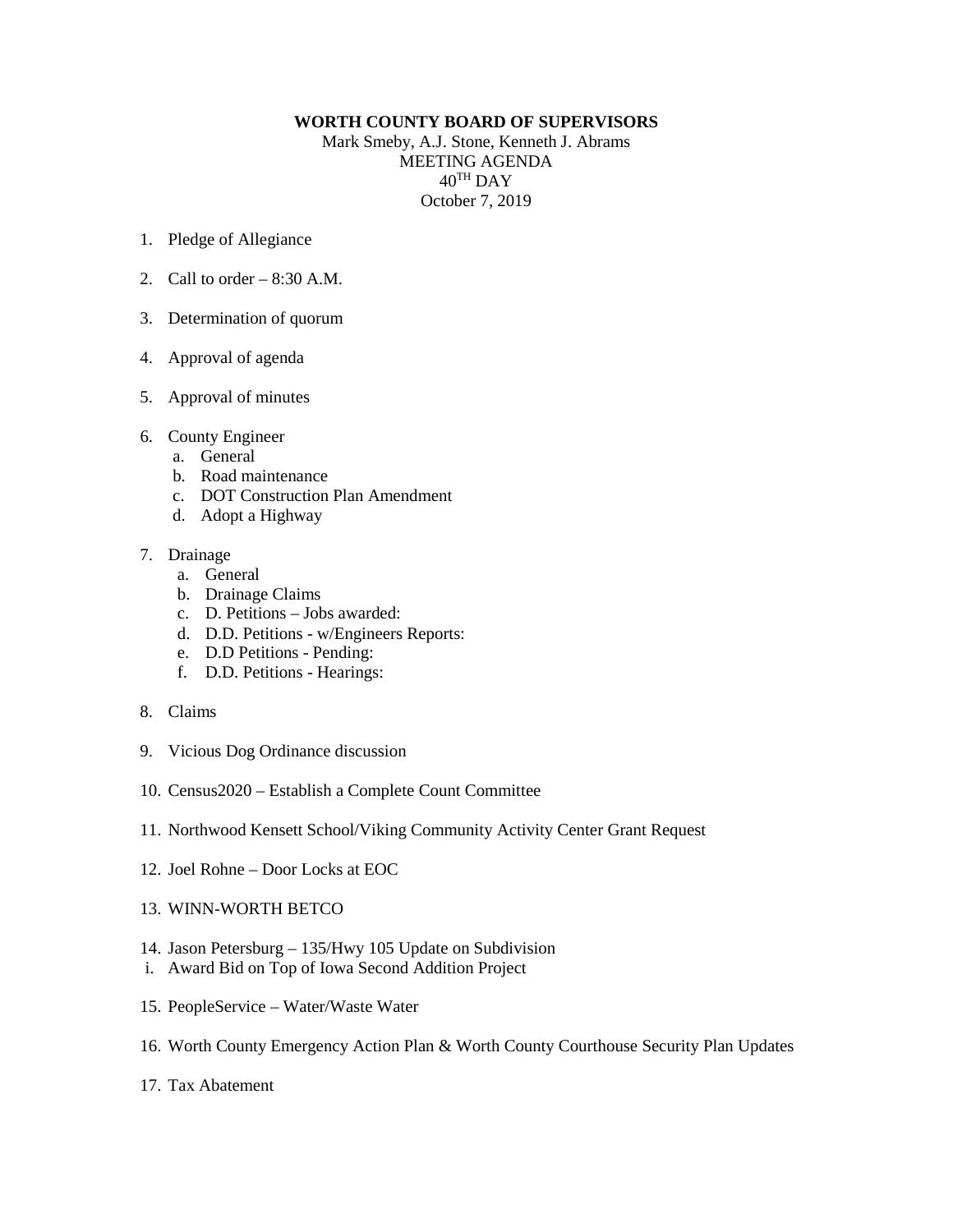**WORTH COUNTY BOARD OF SUPERVISORS**

Mark Smeby, A.J. Stone, Kenneth J. Abrams

MEETING AGENDA

40TH DAY

October 7, 2019

1. Pledge of Allegiance

2. Call to order – 8:30 A.M.

3. Determination of quorum

4. Approval of agenda

5. Approval of minutes

6. County Engineer
   a. General
   b. Road maintenance
   c. DOT Construction Plan Amendment
   d. Adopt a Highway

7. Drainage
   a. General
   b. Drainage Claims
   c. D. Petitions – Jobs awarded:
   d. D.D. Petitions - w/Engineers Reports:
   e. D.D Petitions - Pending:
   f. D.D. Petitions - Hearings:

8. Claims

9. Vicious Dog Ordinance discussion

10. Census2020 – Establish a Complete Count Committee

11. Northwood Kensett School/Viking Community Activity Center Grant Request

12. Joel Rohne – Door Locks at EOC

13. WINN-WORTH BETCO

14. Jason Petersburg – 135/Hwy 105 Update on Subdivision
   i. Award Bid on Top of Iowa Second Addition Project

15. PeopleService – Water/Waste Water

16. Worth County Emergency Action Plan & Worth County Courthouse Security Plan Updates

17. Tax Abatement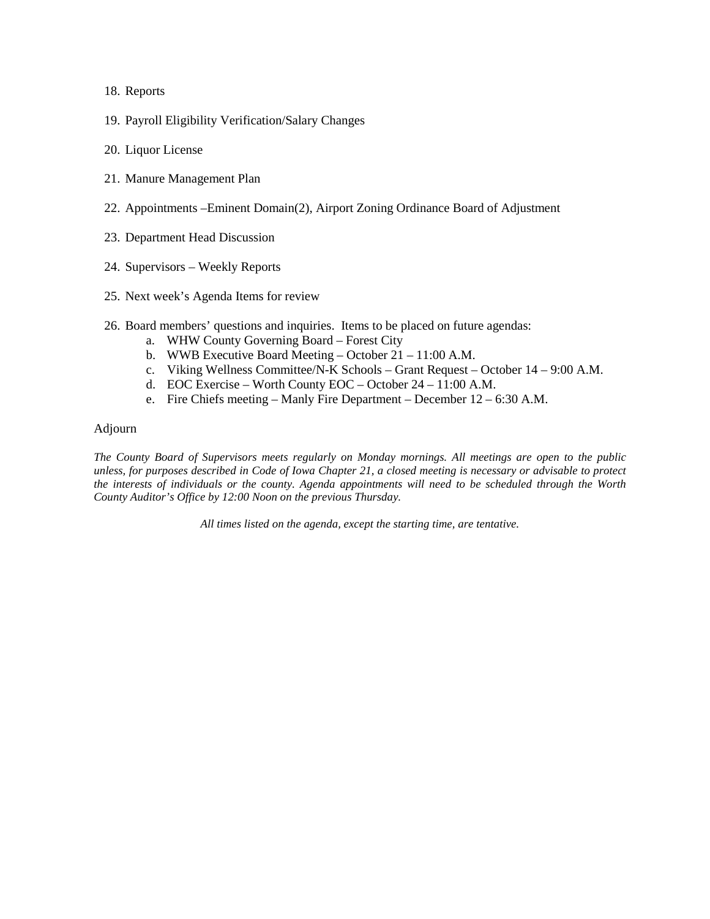18. Reports
19. Payroll Eligibility Verification/Salary Changes
20. Liquor License
21. Manure Management Plan
22. Appointments –Eminent Domain(2), Airport Zoning Ordinance Board of Adjustment
23. Department Head Discussion
24. Supervisors – Weekly Reports
25. Next week's Agenda Items for review
26. Board members' questions and inquiries. Items to be placed on future agendas:
    a. WHW County Governing Board – Forest City
    b. WWB Executive Board Meeting – October 21 – 11:00 A.M.
    c. Viking Wellness Committee/N-K Schools – Grant Request – October 14 – 9:00 A.M.
    d. EOC Exercise – Worth County EOC – October 24 – 11:00 A.M.
    e. Fire Chiefs meeting – Manly Fire Department – December 12 – 6:30 A.M.

Adjourn

*The County Board of Supervisors meets regularly on Monday mornings. All meetings are open to the public unless, for purposes described in Code of Iowa Chapter 21, a closed meeting is necessary or advisable to protect the interests of individuals or the county. Agenda appointments will need to be scheduled through the Worth County Auditor's Office by 12:00 Noon on the previous Thursday.*

*All times listed on the agenda, except the starting time, are tentative.*